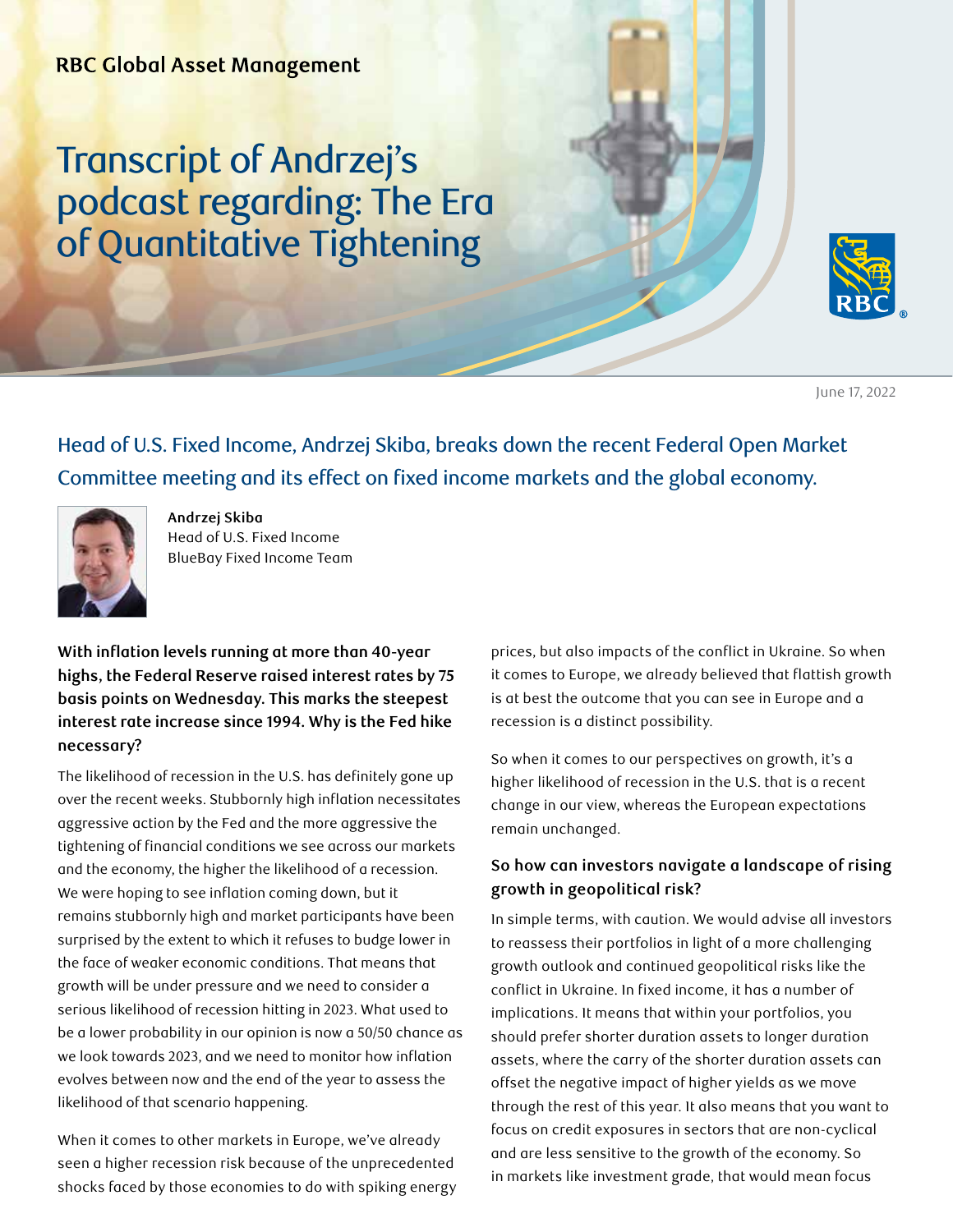RBC Global Asset Management

# Transcript of Andrzej's podcast regarding: The Era of Quantitative Tightening

June 17, 2022

## Head of U.S. Fixed Income, Andrzej Skiba, breaks down the recent Federal Open Market Committee meeting and its effect on fixed income markets and the global economy.

**Andrzej Skiba**
Head of U.S. Fixed Income
BlueBay Fixed Income Team

**With inflation levels running at more than 40-year highs, the Federal Reserve raised interest rates by 75 basis points on Wednesday. This marks the steepest interest rate increase since 1994. Why is the Fed hike necessary?**

The likelihood of recession in the U.S. has definitely gone up over the recent weeks. Stubbornly high inflation necessitates aggressive action by the Fed and the more aggressive the tightening of financial conditions we see across our markets and the economy, the higher the likelihood of a recession. We were hoping to see inflation coming down, but it remains stubbornly high and market participants have been surprised by the extent to which it refuses to budge lower in the face of weaker economic conditions. That means that growth will be under pressure and we need to consider a serious likelihood of recession hitting in 2023. What used to be a lower probability in our opinion is now a 50/50 chance as we look towards 2023, and we need to monitor how inflation evolves between now and the end of the year to assess the likelihood of that scenario happening.

When it comes to other markets in Europe, we've already seen a higher recession risk because of the unprecedented shocks faced by those economies to do with spiking energy prices, but also impacts of the conflict in Ukraine. So when it comes to Europe, we already believed that flattish growth is at best the outcome that you can see in Europe and a recession is a distinct possibility.

So when it comes to our perspectives on growth, it's a higher likelihood of recession in the U.S. that is a recent change in our view, whereas the European expectations remain unchanged.

**So how can investors navigate a landscape of rising growth in geopolitical risk?**

In simple terms, with caution. We would advise all investors to reassess their portfolios in light of a more challenging growth outlook and continued geopolitical risks like the conflict in Ukraine. In fixed income, it has a number of implications. It means that within your portfolios, you should prefer shorter duration assets to longer duration assets, where the carry of the shorter duration assets can offset the negative impact of higher yields as we move through the rest of this year. It also means that you want to focus on credit exposures in sectors that are non-cyclical and are less sensitive to the growth of the economy. So in markets like investment grade, that would mean focus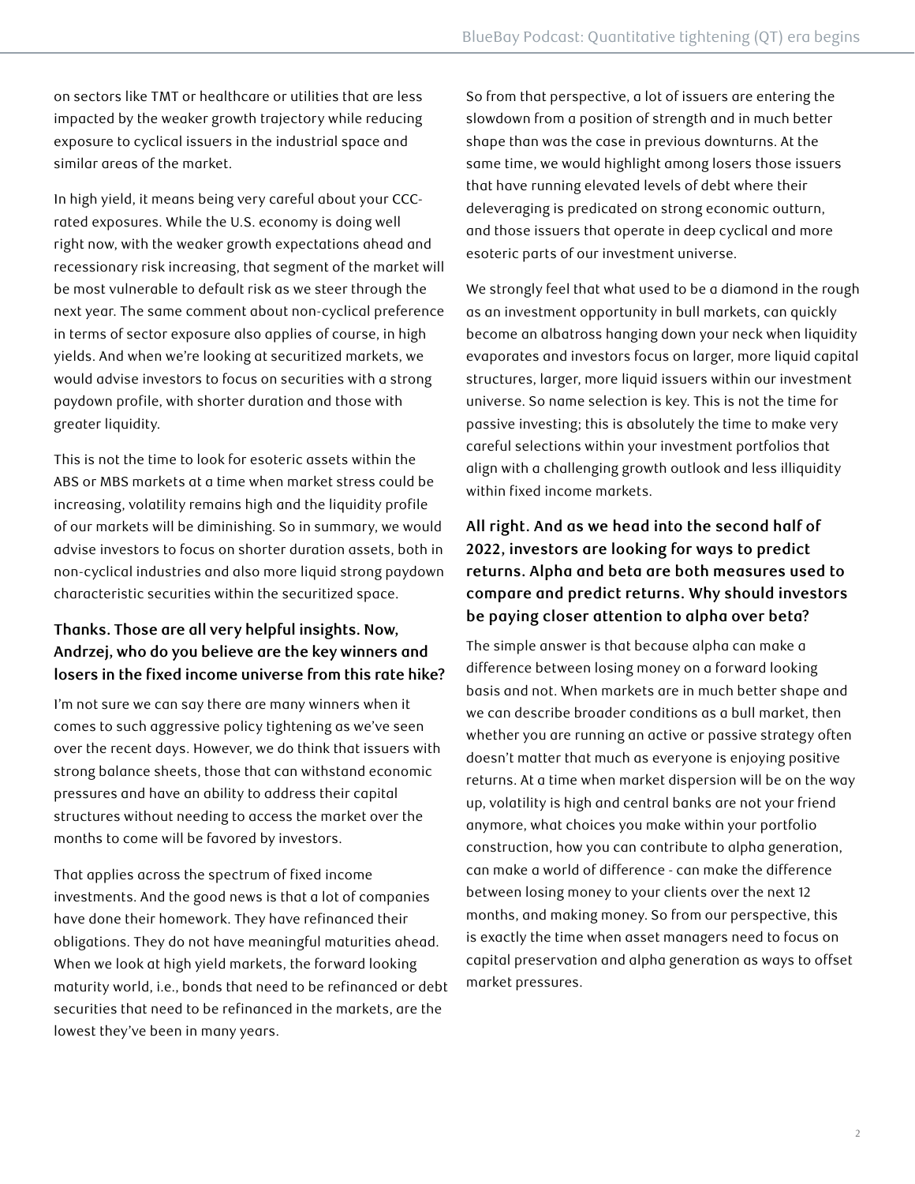on sectors like TMT or healthcare or utilities that are less impacted by the weaker growth trajectory while reducing exposure to cyclical issuers in the industrial space and similar areas of the market.

In high yield, it means being very careful about your CCC-rated exposures. While the U.S. economy is doing well right now, with the weaker growth expectations ahead and recessionary risk increasing, that segment of the market will be most vulnerable to default risk as we steer through the next year. The same comment about non-cyclical preference in terms of sector exposure also applies of course, in high yields. And when we're looking at securitized markets, we would advise investors to focus on securities with a strong paydown profile, with shorter duration and those with greater liquidity.

This is not the time to look for esoteric assets within the ABS or MBS markets at a time when market stress could be increasing, volatility remains high and the liquidity profile of our markets will be diminishing. So in summary, we would advise investors to focus on shorter duration assets, both in non-cyclical industries and also more liquid strong paydown characteristic securities within the securitized space.

**Thanks. Those are all very helpful insights. Now, Andrzej, who do you believe are the key winners and losers in the fixed income universe from this rate hike?**

I'm not sure we can say there are many winners when it comes to such aggressive policy tightening as we've seen over the recent days. However, we do think that issuers with strong balance sheets, those that can withstand economic pressures and have an ability to address their capital structures without needing to access the market over the months to come will be favored by investors.

That applies across the spectrum of fixed income investments. And the good news is that a lot of companies have done their homework. They have refinanced their obligations. They do not have meaningful maturities ahead. When we look at high yield markets, the forward looking maturity world, i.e., bonds that need to be refinanced or debt securities that need to be refinanced in the markets, are the lowest they've been in many years.

So from that perspective, a lot of issuers are entering the slowdown from a position of strength and in much better shape than was the case in previous downturns. At the same time, we would highlight among losers those issuers that have running elevated levels of debt where their deleveraging is predicated on strong economic outturn, and those issuers that operate in deep cyclical and more esoteric parts of our investment universe.

We strongly feel that what used to be a diamond in the rough as an investment opportunity in bull markets, can quickly become an albatross hanging down your neck when liquidity evaporates and investors focus on larger, more liquid capital structures, larger, more liquid issuers within our investment universe. So name selection is key. This is not the time for passive investing; this is absolutely the time to make very careful selections within your investment portfolios that align with a challenging growth outlook and less illiquidity within fixed income markets.

**All right. And as we head into the second half of 2022, investors are looking for ways to predict returns. Alpha and beta are both measures used to compare and predict returns. Why should investors be paying closer attention to alpha over beta?**

The simple answer is that because alpha can make a difference between losing money on a forward looking basis and not. When markets are in much better shape and we can describe broader conditions as a bull market, then whether you are running an active or passive strategy often doesn't matter that much as everyone is enjoying positive returns. At a time when market dispersion will be on the way up, volatility is high and central banks are not your friend anymore, what choices you make within your portfolio construction, how you can contribute to alpha generation, can make a world of difference - can make the difference between losing money to your clients over the next 12 months, and making money. So from our perspective, this is exactly the time when asset managers need to focus on capital preservation and alpha generation as ways to offset market pressures.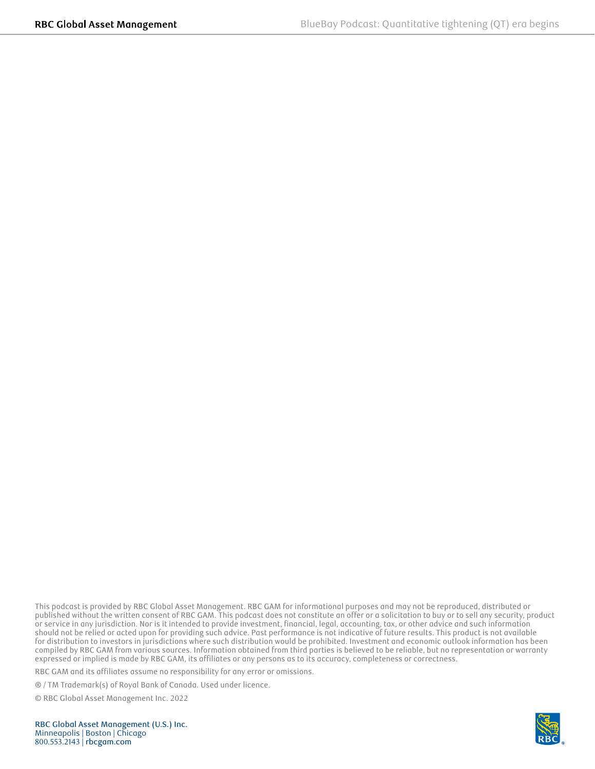This podcast is provided by RBC Global Asset Management. RBC GAM for informational purposes and may not be reproduced, distributed or published without the written consent of RBC GAM. This podcast does not constitute an offer or a solicitation to buy or to sell any security, product or service in any jurisdiction. Nor is it intended to provide investment, financial, legal, accounting, tax, or other advice and such information should not be relied or acted upon for providing such advice. Past performance is not indicative of future results. This product is not available for distribution to investors in jurisdictions where such distribution would be prohibited. Investment and economic outlook information has been compiled by RBC GAM from various sources. Information obtained from third parties is believed to be reliable, but no representation or warranty expressed or implied is made by RBC GAM, its affiliates or any persons as to its accuracy, completeness or correctness.

RBC GAM and its affiliates assume no responsibility for any error or omissions.

® / TM Trademark(s) of Royal Bank of Canada. Used under licence.

© RBC Global Asset Management Inc. 2022

RBC Global Asset Management (U.S.) Inc.
Minneapolis | Boston | Chicago
800.553.2143 | rbcgam.com